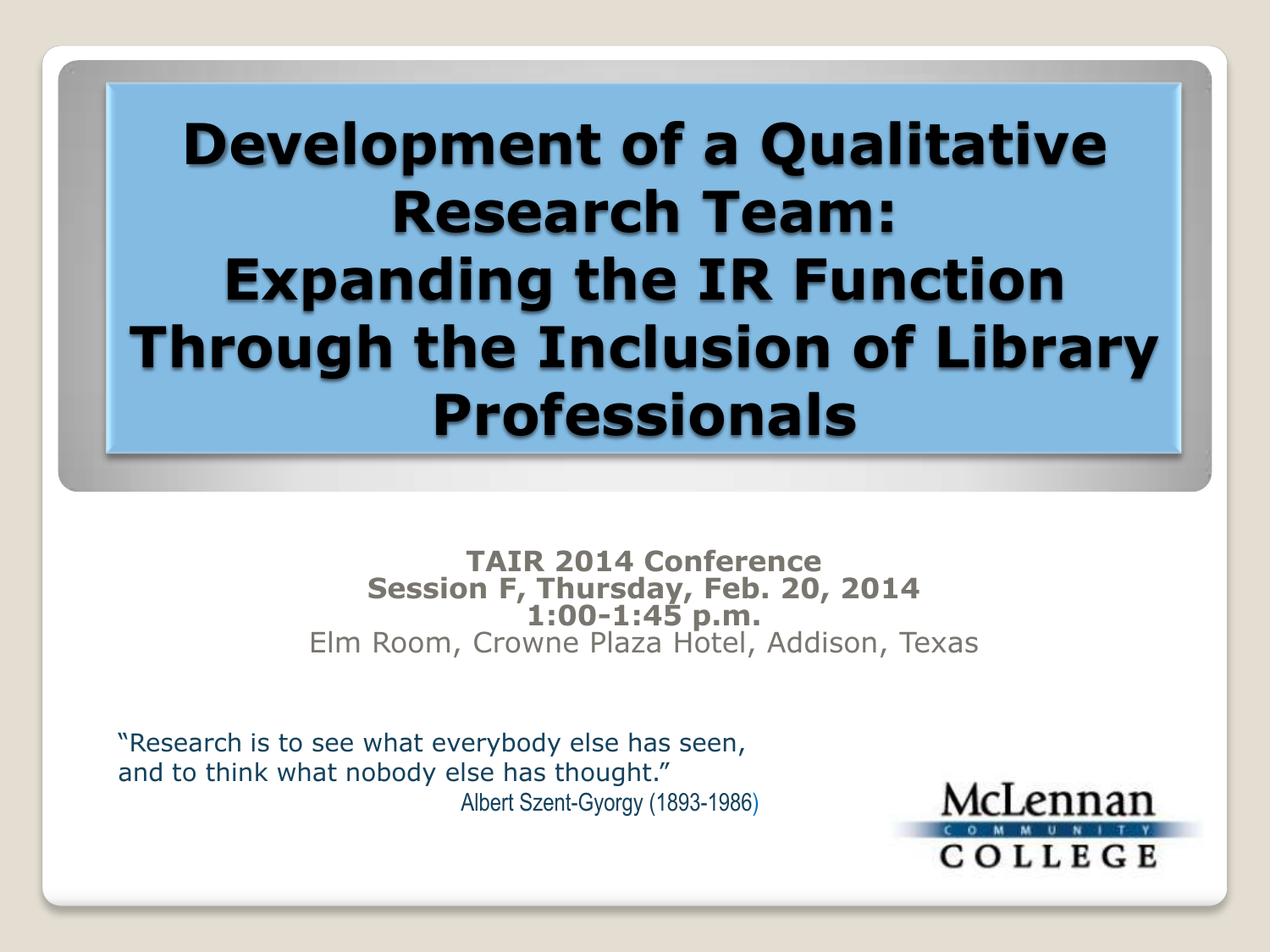# Development of a Qualitative Research Team: Expanding the IR Function Through the Inclusion of Library Professionals

**TAIR 2014 Conference**
**Session F, Thursday, Feb. 20, 2014**
**1:00-1:45 p.m.**
Elm Room, Crowne Plaza Hotel, Addison, Texas

"Research is to see what everybody else has seen, and to think what nobody else has thought."
Albert Szent-Gyorgy (1893-1986)

McLennan Community College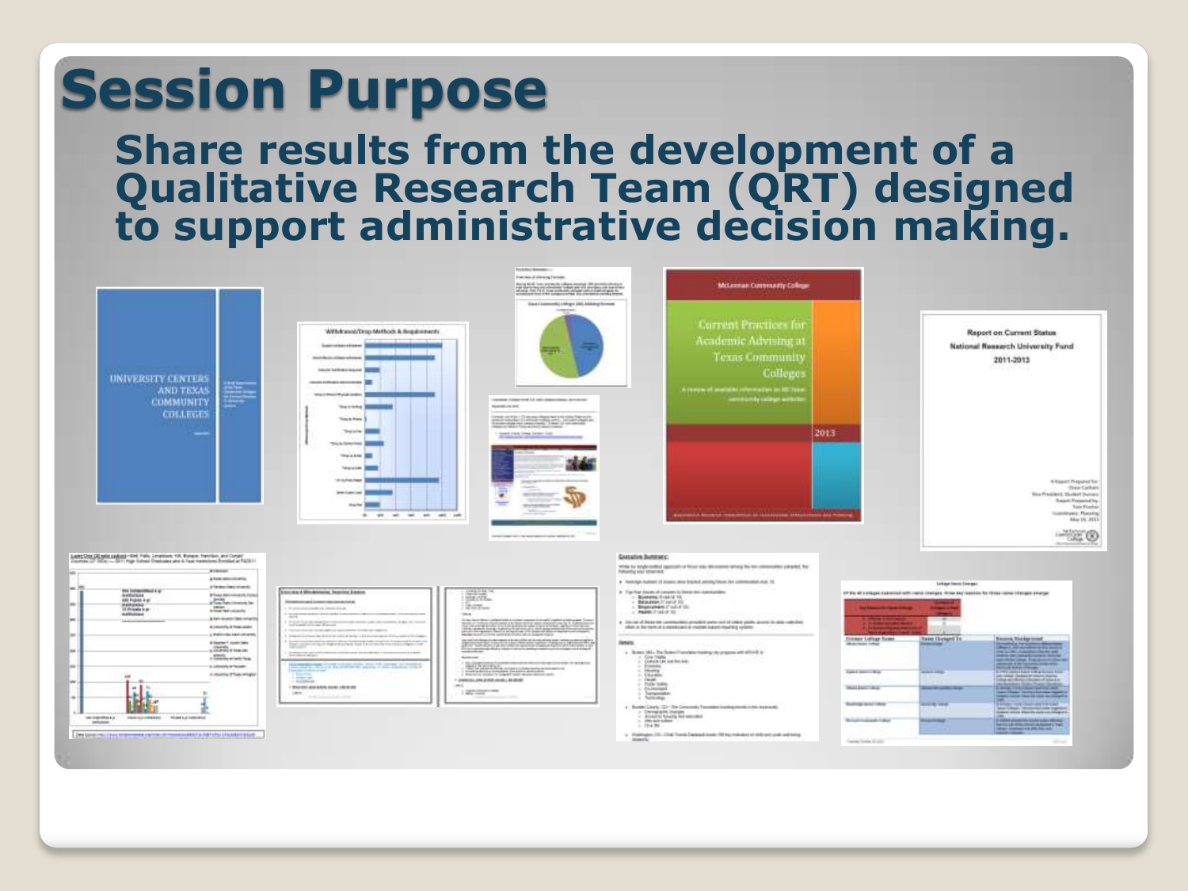# Session Purpose

**Share results from the development of a Qualitative Research Team (QRT) designed to support administrative decision making.**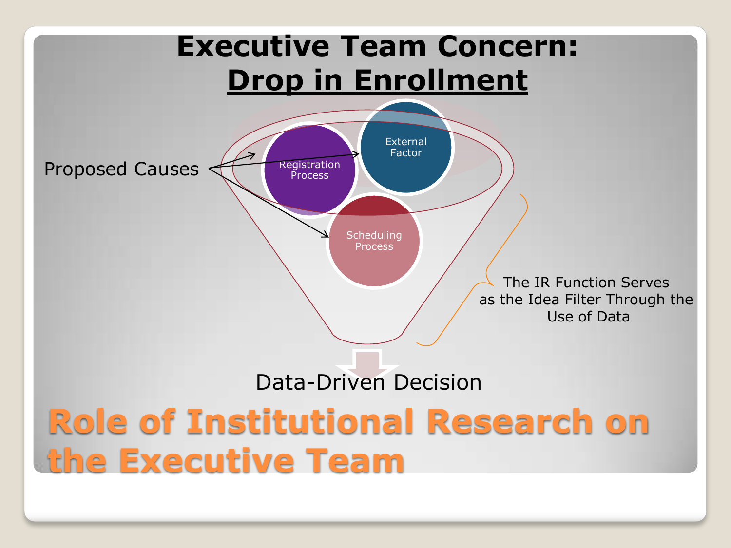# Executive Team Concern: Drop in Enrollment

Proposed Causes

- Registration Process
- External Factor
- Scheduling Process

The IR Function Serves as the Idea Filter Through the Use of Data

Data-Driven Decision

## Role of Institutional Research on the Executive Team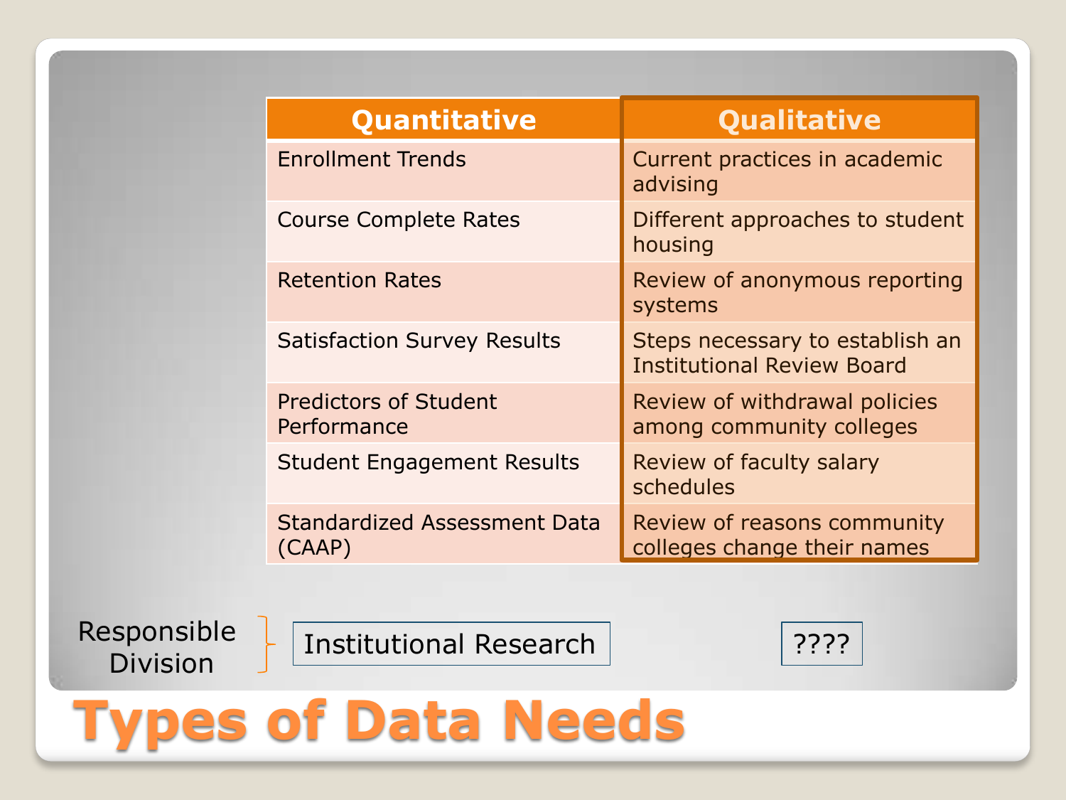# Types of Data Needs

| Quantitative | Qualitative |
| --- | --- |
| Enrollment Trends | Current practices in academic advising |
| Course Complete Rates | Different approaches to student housing |
| Retention Rates | Review of anonymous reporting systems |
| Satisfaction Survey Results | Steps necessary to establish an Institutional Review Board |
| Predictors of Student Performance | Review of withdrawal policies among community colleges |
| Student Engagement Results | Review of faculty salary schedules |
| Standardized Assessment Data (CAAP) | Review of reasons community colleges change their names |
| **Responsible Division:** Institutional Research | ???? |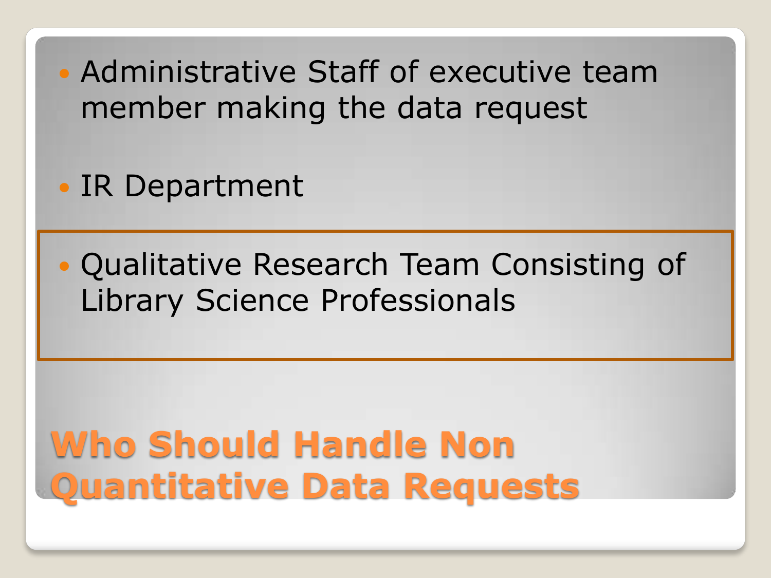- Administrative Staff of executive team member making the data request

- IR Department

- Qualitative Research Team Consisting of Library Science Professionals

# Who Should Handle Non Quantitative Data Requests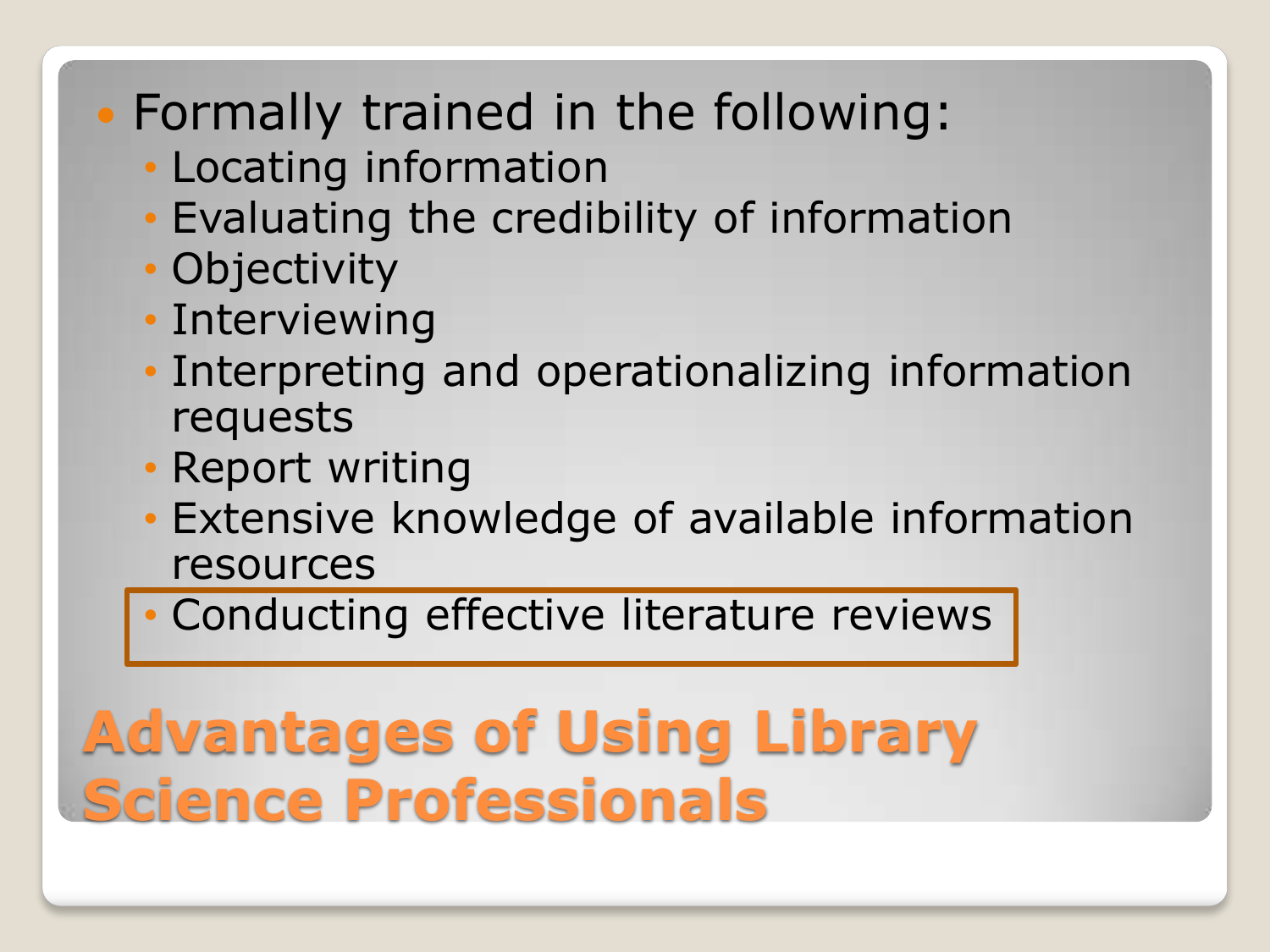# Advantages of Using Library Science Professionals

- Formally trained in the following:
  - Locating information
  - Evaluating the credibility of information
  - Objectivity
  - Interviewing
  - Interpreting and operationalizing information requests
  - Report writing
  - Extensive knowledge of available information resources
  - Conducting effective literature reviews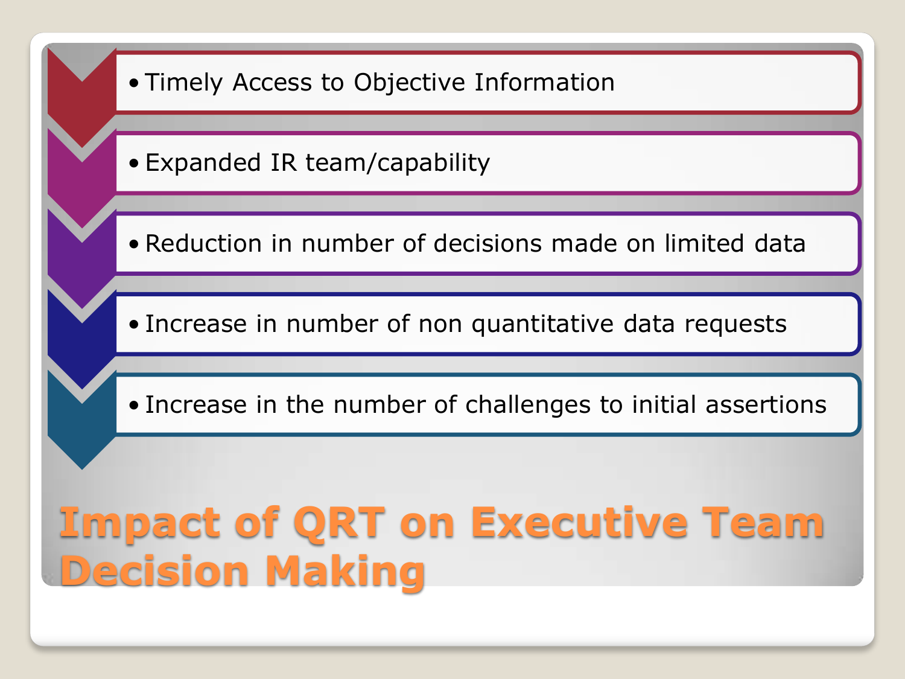# Impact of QRT on Executive Team Decision Making

- Timely Access to Objective Information
- Expanded IR team/capability
- Reduction in number of decisions made on limited data
- Increase in number of non quantitative data requests
- Increase in the number of challenges to initial assertions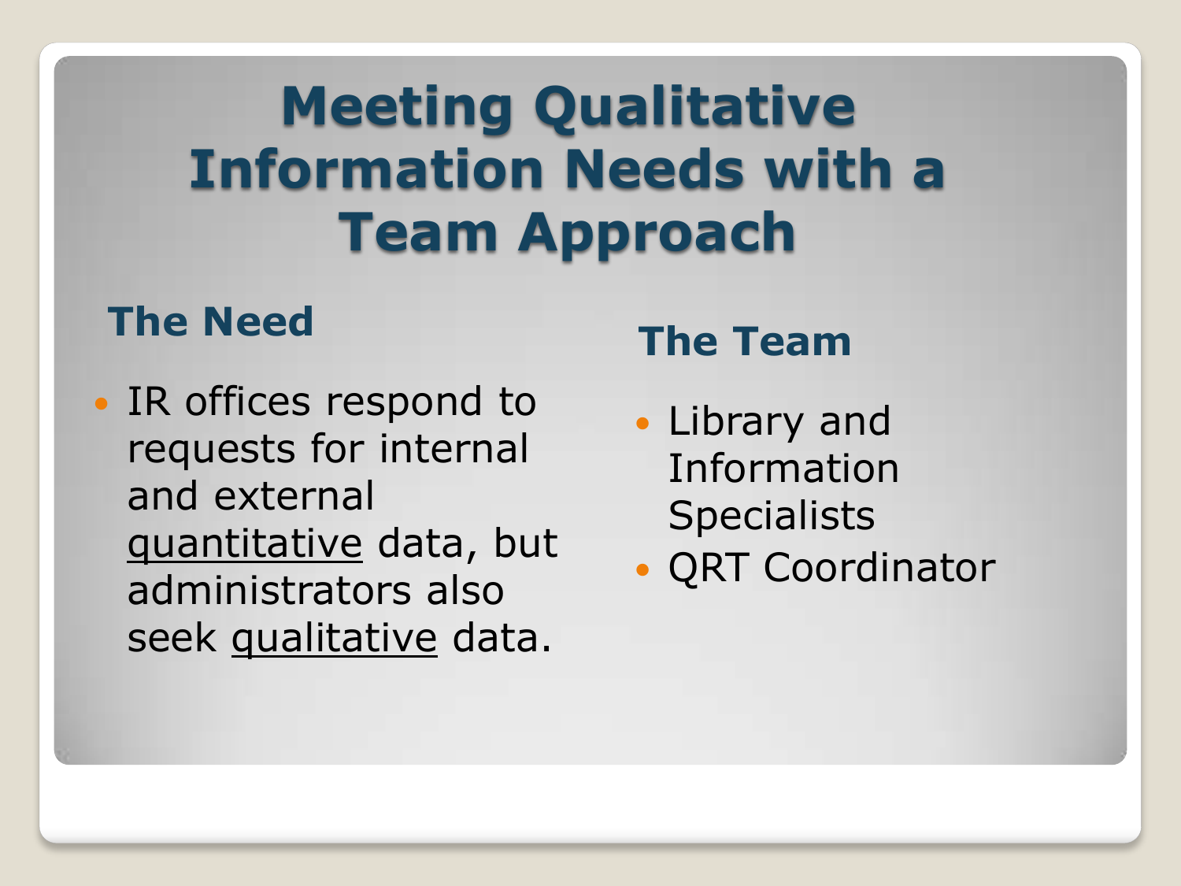# Meeting Qualitative Information Needs with a Team Approach

## The Need

- IR offices respond to requests for internal and external <u>quantitative</u> data, but administrators also seek <u>qualitative</u> data.

## The Team

- Library and Information Specialists
- QRT Coordinator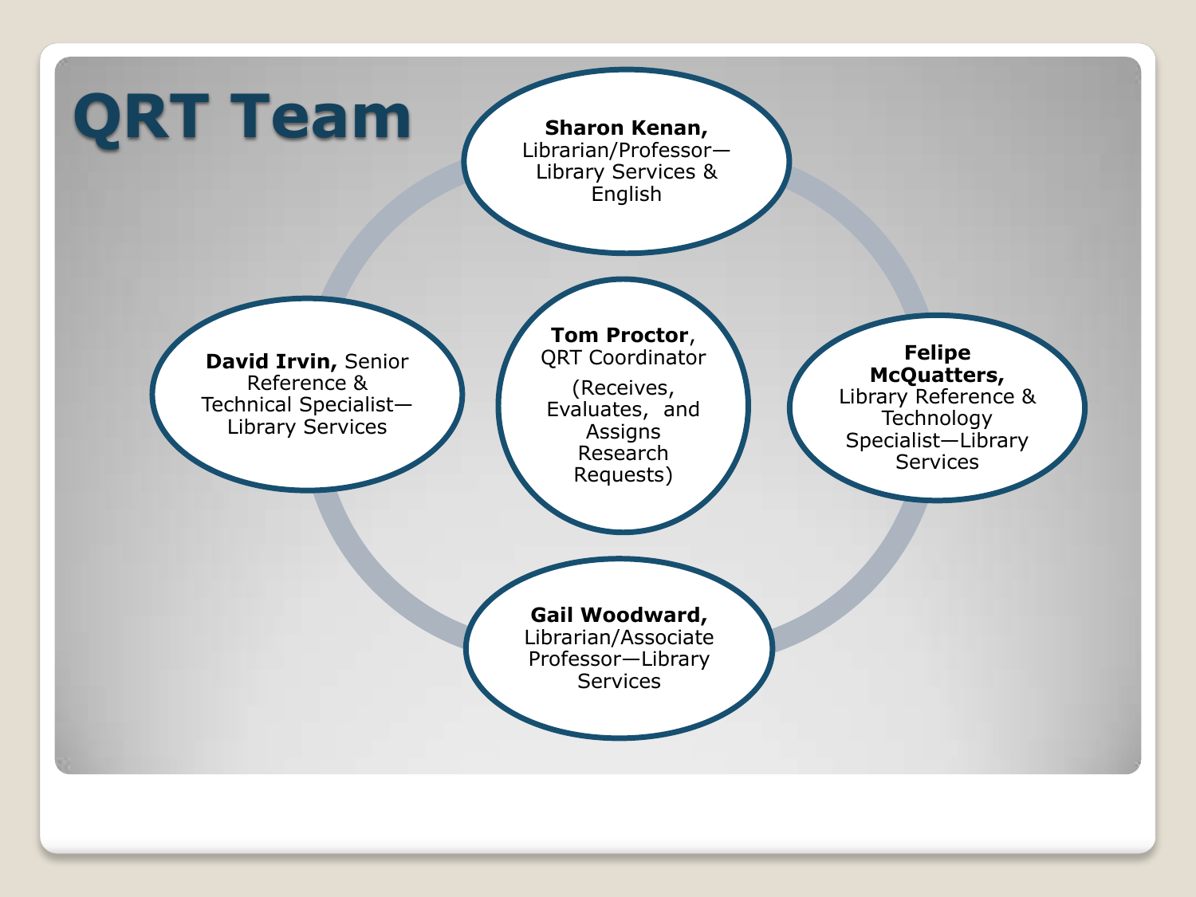# QRT Team

**Tom Proctor**, QRT Coordinator

(Receives, Evaluates, and Assigns Research Requests)

**Sharon Kenan,** Librarian/Professor—Library Services & English

**Felipe McQuatters,** Library Reference & Technology Specialist—Library Services

**Gail Woodward,** Librarian/Associate Professor—Library Services

**David Irvin,** Senior Reference & Technical Specialist—Library Services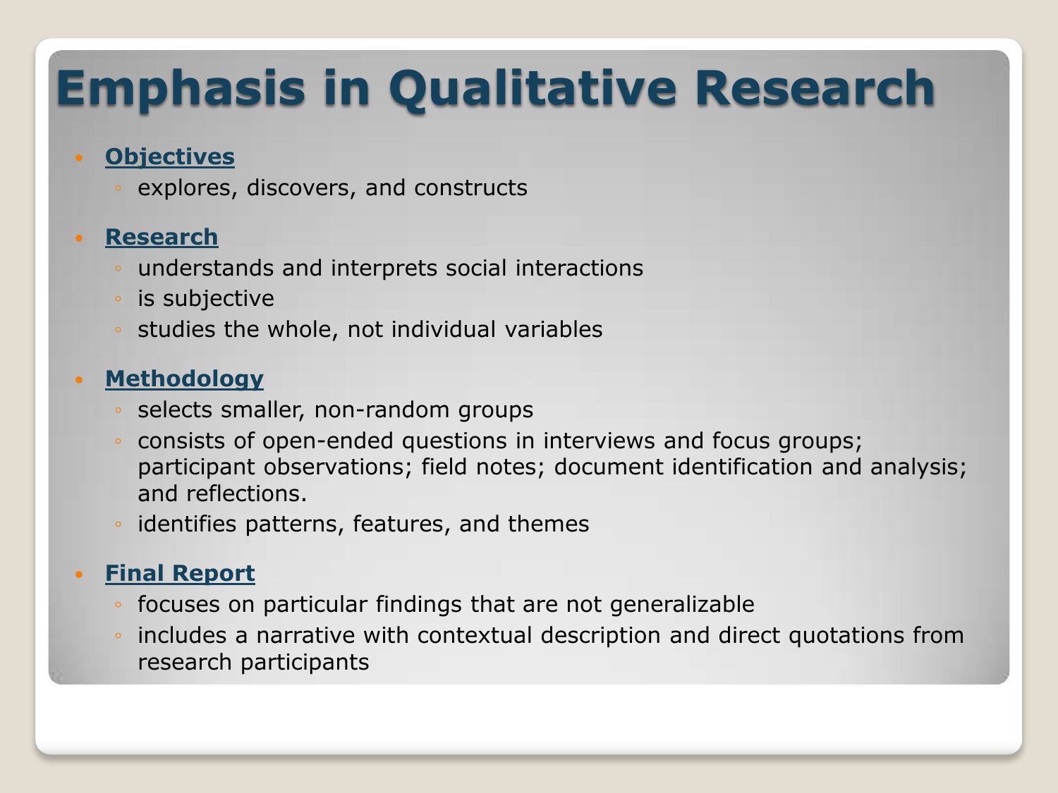# Emphasis in Qualitative Research

- **Objectives**
  - explores, discovers, and constructs
- **Research**
  - understands and interprets social interactions
  - is subjective
  - studies the whole, not individual variables
- **Methodology**
  - selects smaller, non-random groups
  - consists of open-ended questions in interviews and focus groups; participant observations; field notes; document identification and analysis; and reflections.
  - identifies patterns, features, and themes
- **Final Report**
  - focuses on particular findings that are not generalizable
  - includes a narrative with contextual description and direct quotations from research participants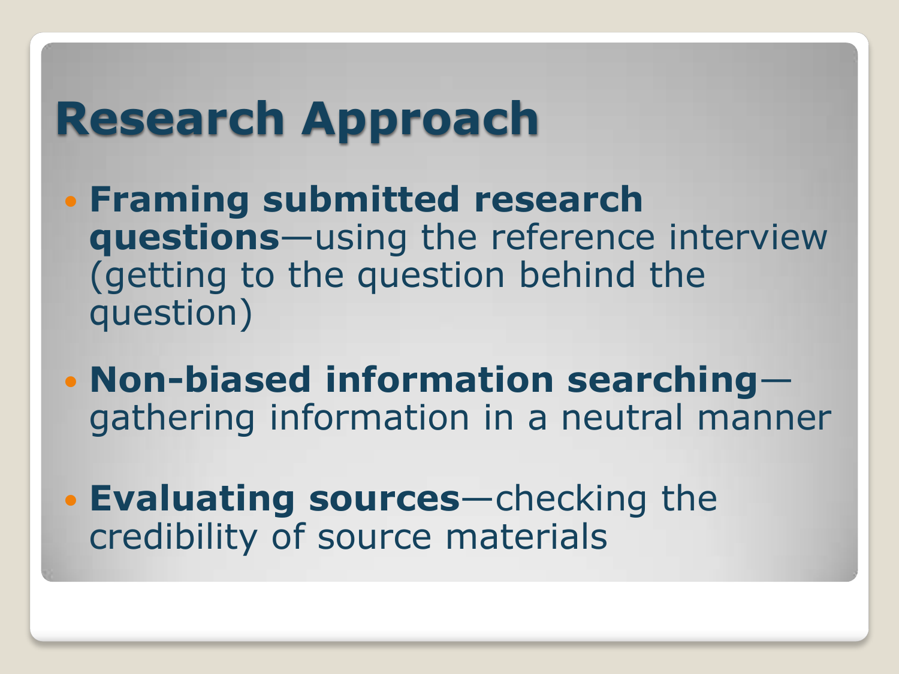# Research Approach

- **Framing submitted research questions**—using the reference interview (getting to the question behind the question)
- **Non-biased information searching**—gathering information in a neutral manner
- **Evaluating sources**—checking the credibility of source materials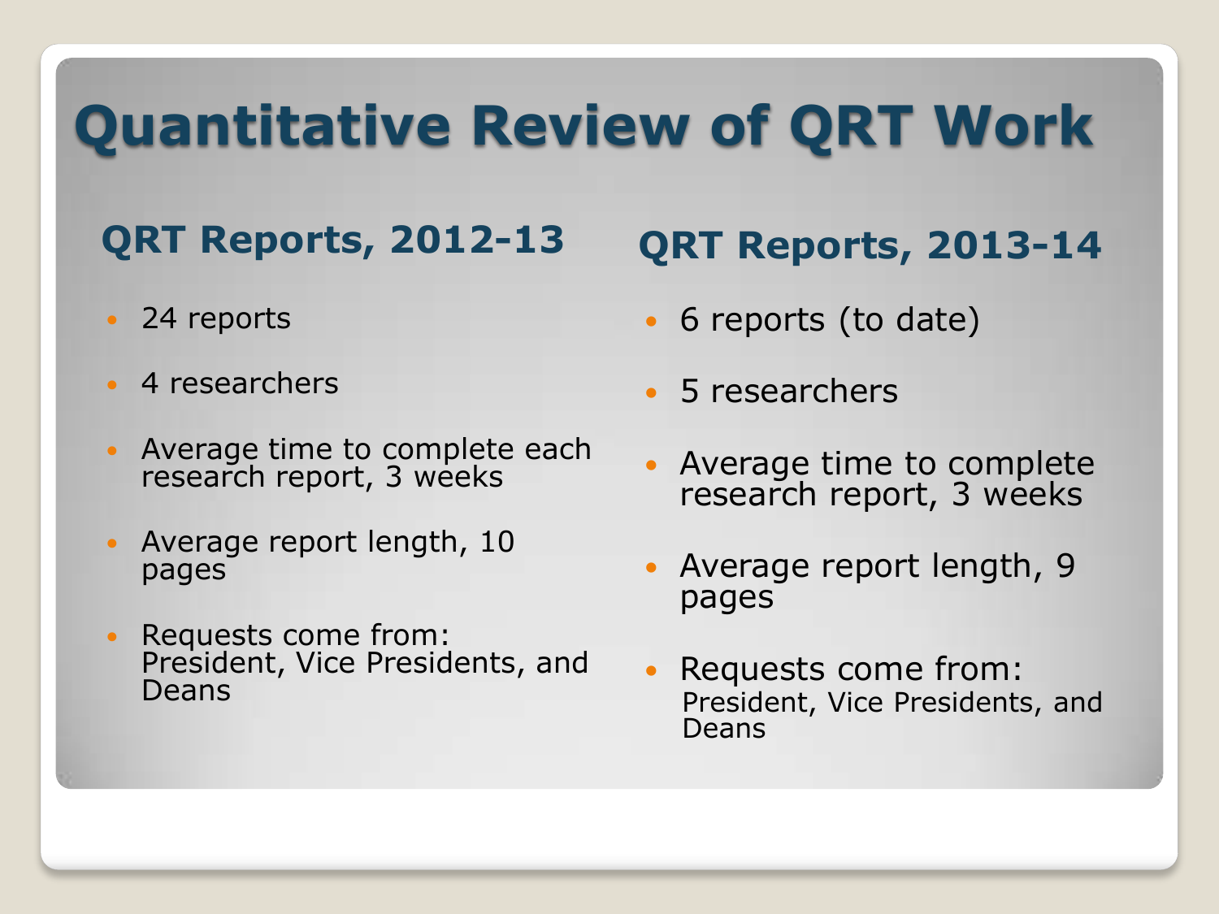# Quantitative Review of QRT Work

## QRT Reports, 2012-13

- 24 reports
- 4 researchers
- Average time to complete each research report, 3 weeks
- Average report length, 10 pages
- Requests come from: President, Vice Presidents, and Deans

## QRT Reports, 2013-14

- 6 reports (to date)
- 5 researchers
- Average time to complete research report, 3 weeks
- Average report length, 9 pages
- Requests come from: President, Vice Presidents, and Deans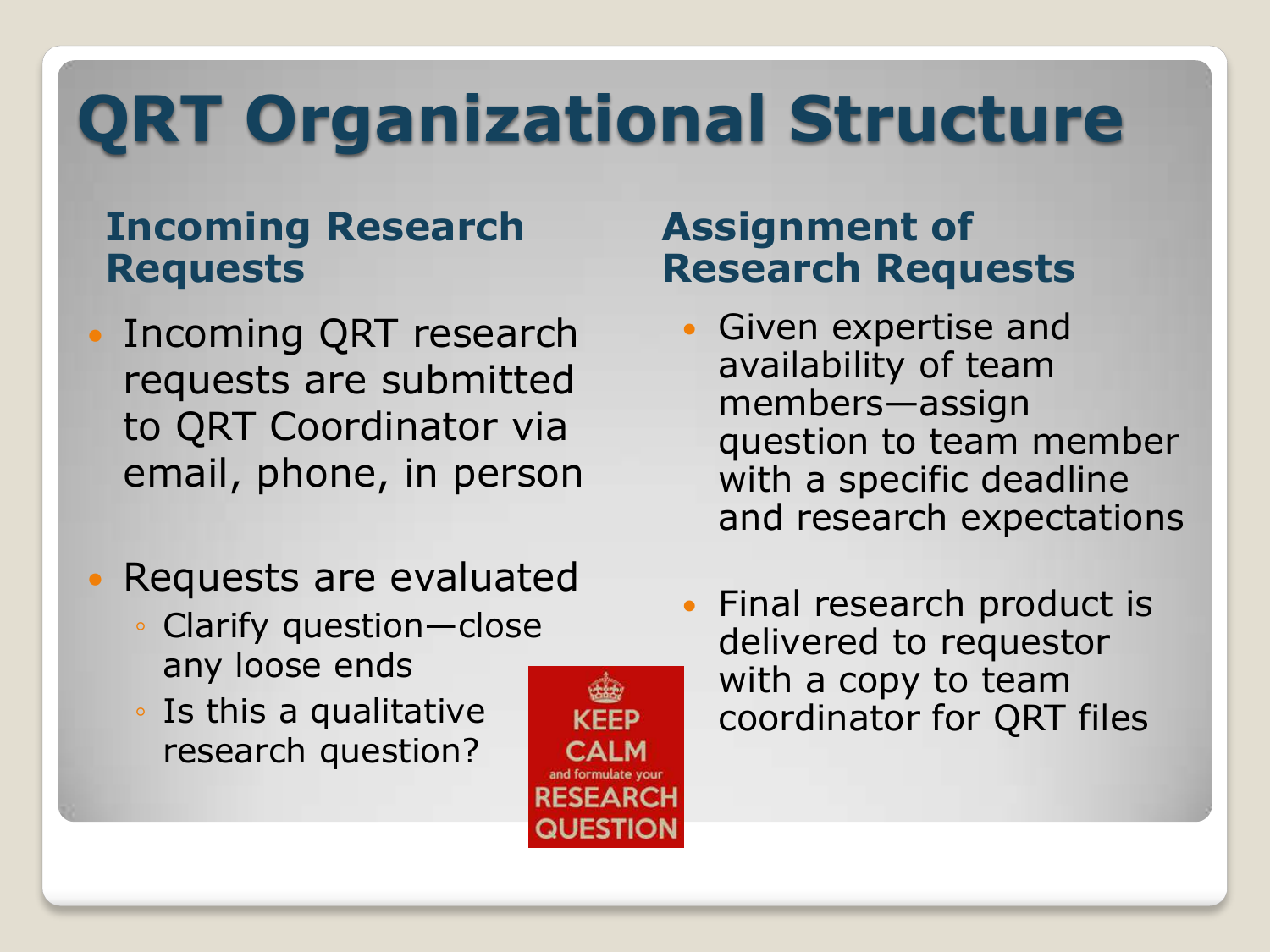# QRT Organizational Structure

## Incoming Research Requests

- Incoming QRT research requests are submitted to QRT Coordinator via email, phone, in person
- Requests are evaluated
  - Clarify question—close any loose ends
  - Is this a qualitative research question?

KEEP CALM and formulate your RESEARCH QUESTION

## Assignment of Research Requests

- Given expertise and availability of team members—assign question to team member with a specific deadline and research expectations
- Final research product is delivered to requestor with a copy to team coordinator for QRT files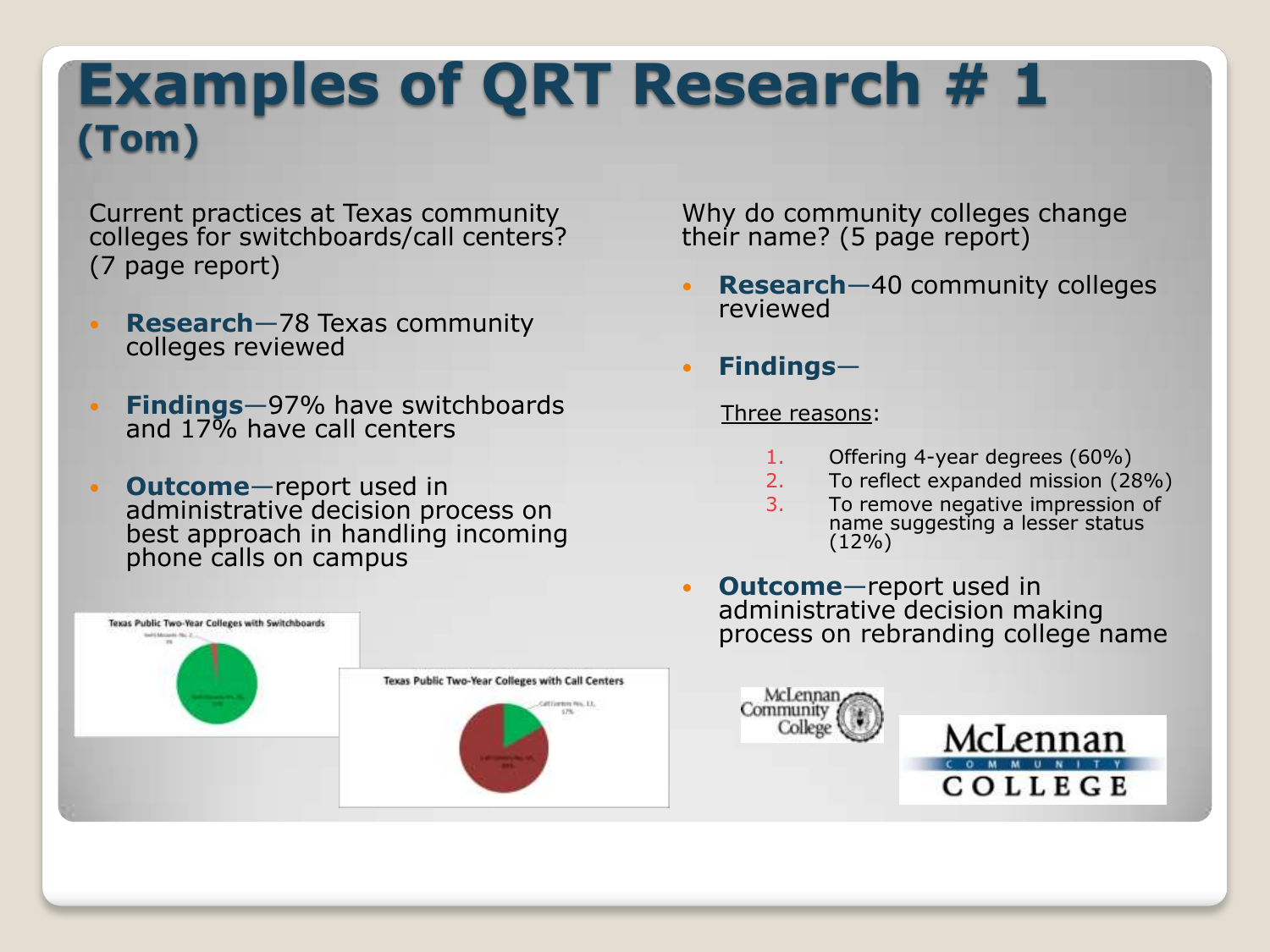# Examples of QRT Research # 1 (Tom)

Current practices at Texas community colleges for switchboards/call centers? (7 page report)

- **Research**—78 Texas community colleges reviewed
- **Findings**—97% have switchboards and 17% have call centers
- **Outcome**—report used in administrative decision process on best approach in handling incoming phone calls on campus

Texas Public Two-Year Colleges with Switchboards

Texas Public Two-Year Colleges with Call Centers

Why do community colleges change their name? (5 page report)

- **Research**—40 community colleges reviewed
- **Findings**—

  Three reasons:

  1. Offering 4-year degrees (60%)
  2. To reflect expanded mission (28%)
  3. To remove negative impression of name suggesting a lesser status (12%)

- **Outcome**—report used in administrative decision making process on rebranding college name

McLennan Community College

McLennan COMMUNITY COLLEGE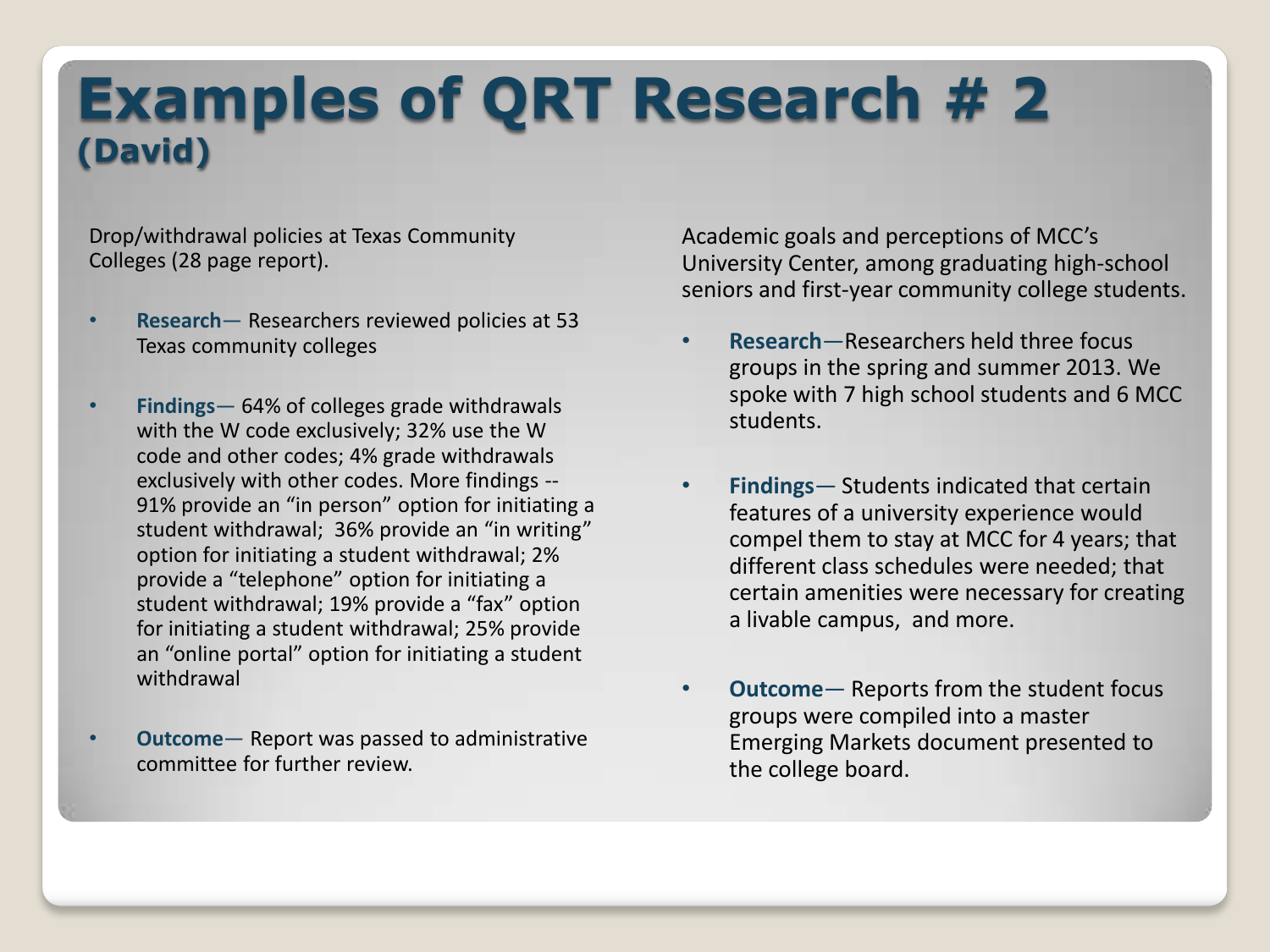# Examples of QRT Research # 2
## (David)

Drop/withdrawal policies at Texas Community Colleges (28 page report).

- **Research**— Researchers reviewed policies at 53 Texas community colleges
- **Findings**— 64% of colleges grade withdrawals with the W code exclusively; 32% use the W code and other codes; 4% grade withdrawals exclusively with other codes. More findings -- 91% provide an "in person" option for initiating a student withdrawal; 36% provide an "in writing" option for initiating a student withdrawal; 2% provide a "telephone" option for initiating a student withdrawal; 19% provide a "fax" option for initiating a student withdrawal; 25% provide an "online portal" option for initiating a student withdrawal
- **Outcome**— Report was passed to administrative committee for further review.

Academic goals and perceptions of MCC's University Center, among graduating high-school seniors and first-year community college students.

- **Research**—Researchers held three focus groups in the spring and summer 2013. We spoke with 7 high school students and 6 MCC students.
- **Findings**— Students indicated that certain features of a university experience would compel them to stay at MCC for 4 years; that different class schedules were needed; that certain amenities were necessary for creating a livable campus, and more.
- **Outcome**— Reports from the student focus groups were compiled into a master Emerging Markets document presented to the college board.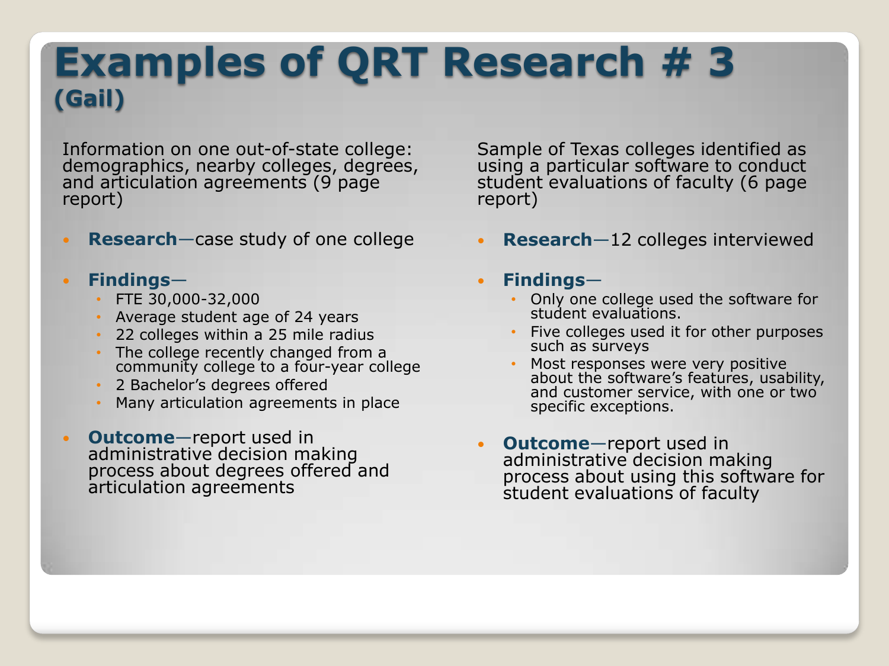# Examples of QRT Research # 3
## (Gail)

Information on one out-of-state college: demographics, nearby colleges, degrees, and articulation agreements (9 page report)

- **Research**—case study of one college
- **Findings**—
  - FTE 30,000-32,000
  - Average student age of 24 years
  - 22 colleges within a 25 mile radius
  - The college recently changed from a community college to a four-year college
  - 2 Bachelor's degrees offered
  - Many articulation agreements in place
- **Outcome**—report used in administrative decision making process about degrees offered and articulation agreements

Sample of Texas colleges identified as using a particular software to conduct student evaluations of faculty (6 page report)

- **Research**—12 colleges interviewed
- **Findings**—
  - Only one college used the software for student evaluations.
  - Five colleges used it for other purposes such as surveys
  - Most responses were very positive about the software's features, usability, and customer service, with one or two specific exceptions.
- **Outcome**—report used in administrative decision making process about using this software for student evaluations of faculty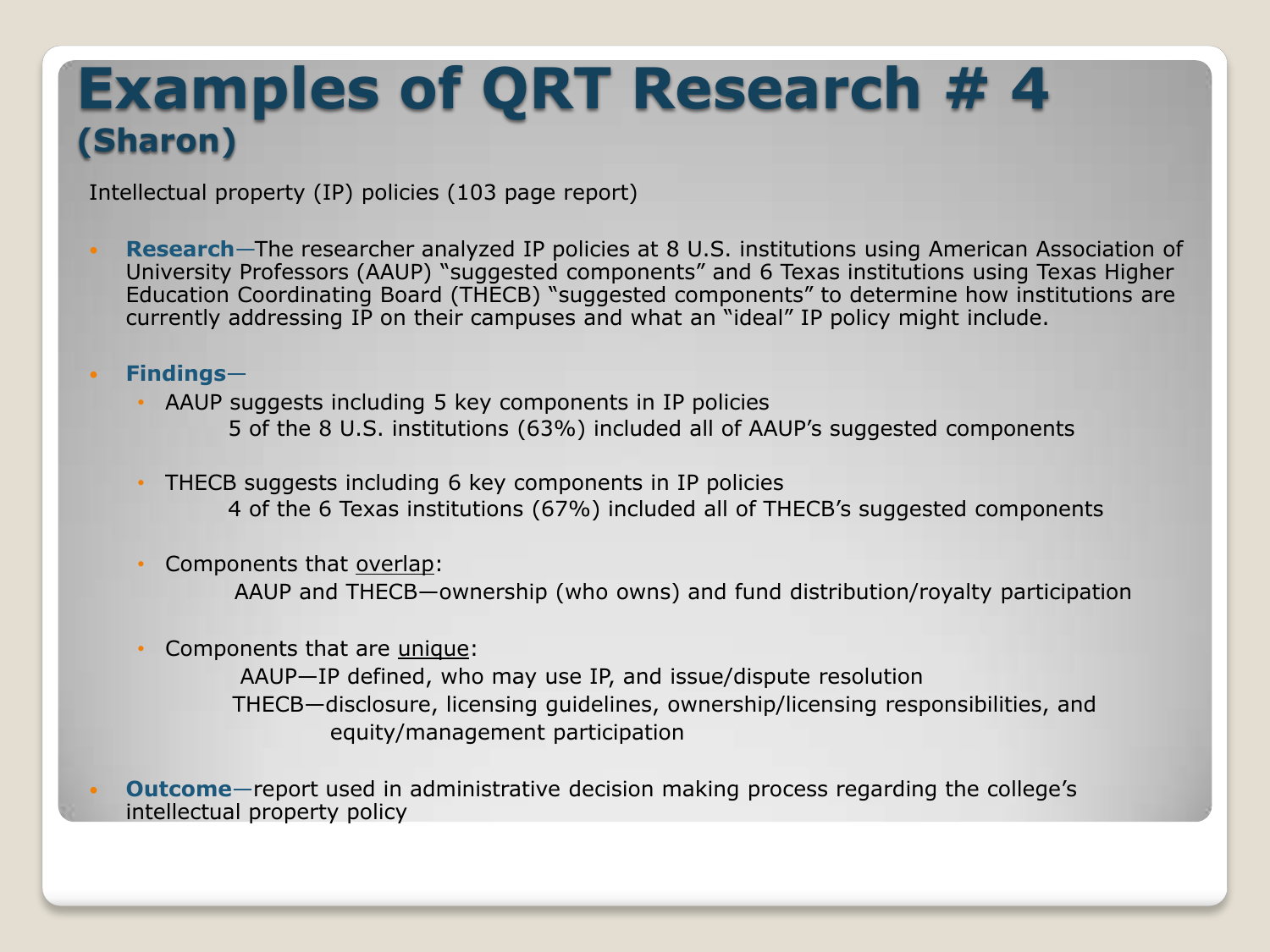# Examples of QRT Research # 4

## (Sharon)

Intellectual property (IP) policies (103 page report)

- **Research**—The researcher analyzed IP policies at 8 U.S. institutions using American Association of University Professors (AAUP) "suggested components" and 6 Texas institutions using Texas Higher Education Coordinating Board (THECB) "suggested components" to determine how institutions are currently addressing IP on their campuses and what an "ideal" IP policy might include.

- **Findings**—
  - AAUP suggests including 5 key components in IP policies
    - 5 of the 8 U.S. institutions (63%) included all of AAUP's suggested components
  - THECB suggests including 6 key components in IP policies
    - 4 of the 6 Texas institutions (67%) included all of THECB's suggested components
  - Components that overlap:
    - AAUP and THECB—ownership (who owns) and fund distribution/royalty participation
  - Components that are unique:
    - AAUP—IP defined, who may use IP, and issue/dispute resolution
    - THECB—disclosure, licensing guidelines, ownership/licensing responsibilities, and equity/management participation

- **Outcome**—report used in administrative decision making process regarding the college's intellectual property policy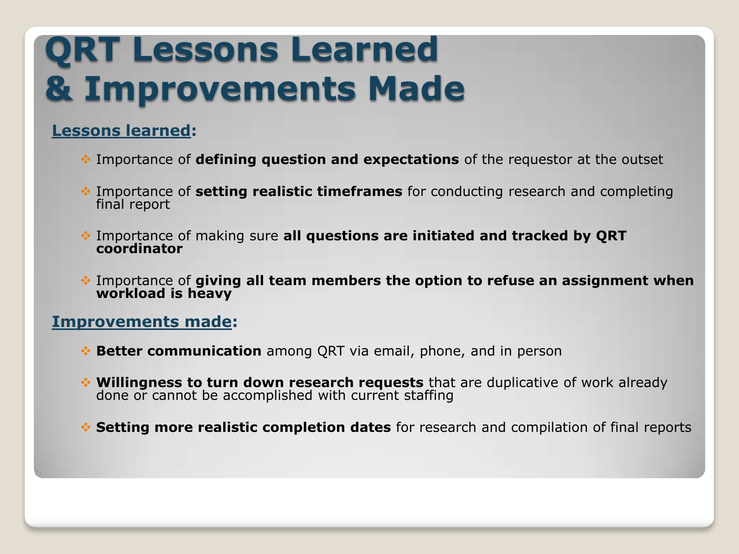# QRT Lessons Learned & Improvements Made

**Lessons learned:**

- Importance of **defining question and expectations** of the requestor at the outset
- Importance of **setting realistic timeframes** for conducting research and completing final report
- Importance of making sure **all questions are initiated and tracked by QRT coordinator**
- Importance of **giving all team members the option to refuse an assignment when workload is heavy**

**Improvements made:**

- **Better communication** among QRT via email, phone, and in person
- **Willingness to turn down research requests** that are duplicative of work already done or cannot be accomplished with current staffing
- **Setting more realistic completion dates** for research and compilation of final reports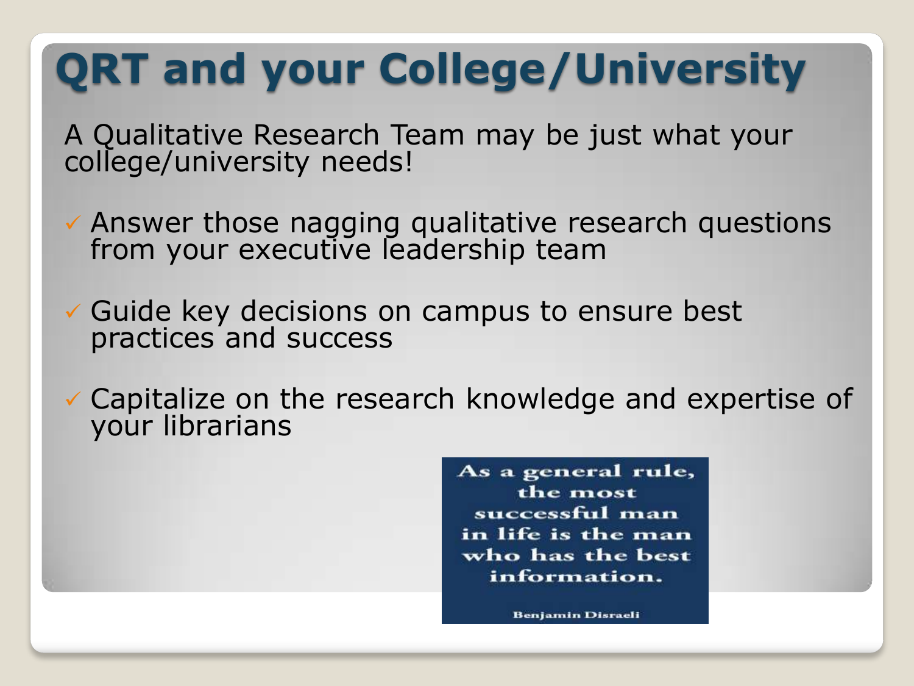# QRT and your College/University

A Qualitative Research Team may be just what your college/university needs!

- ✓ Answer those nagging qualitative research questions from your executive leadership team
- ✓ Guide key decisions on campus to ensure best practices and success
- ✓ Capitalize on the research knowledge and expertise of your librarians

As a general rule, the most successful man in life is the man who has the best information.

Benjamin Disraeli